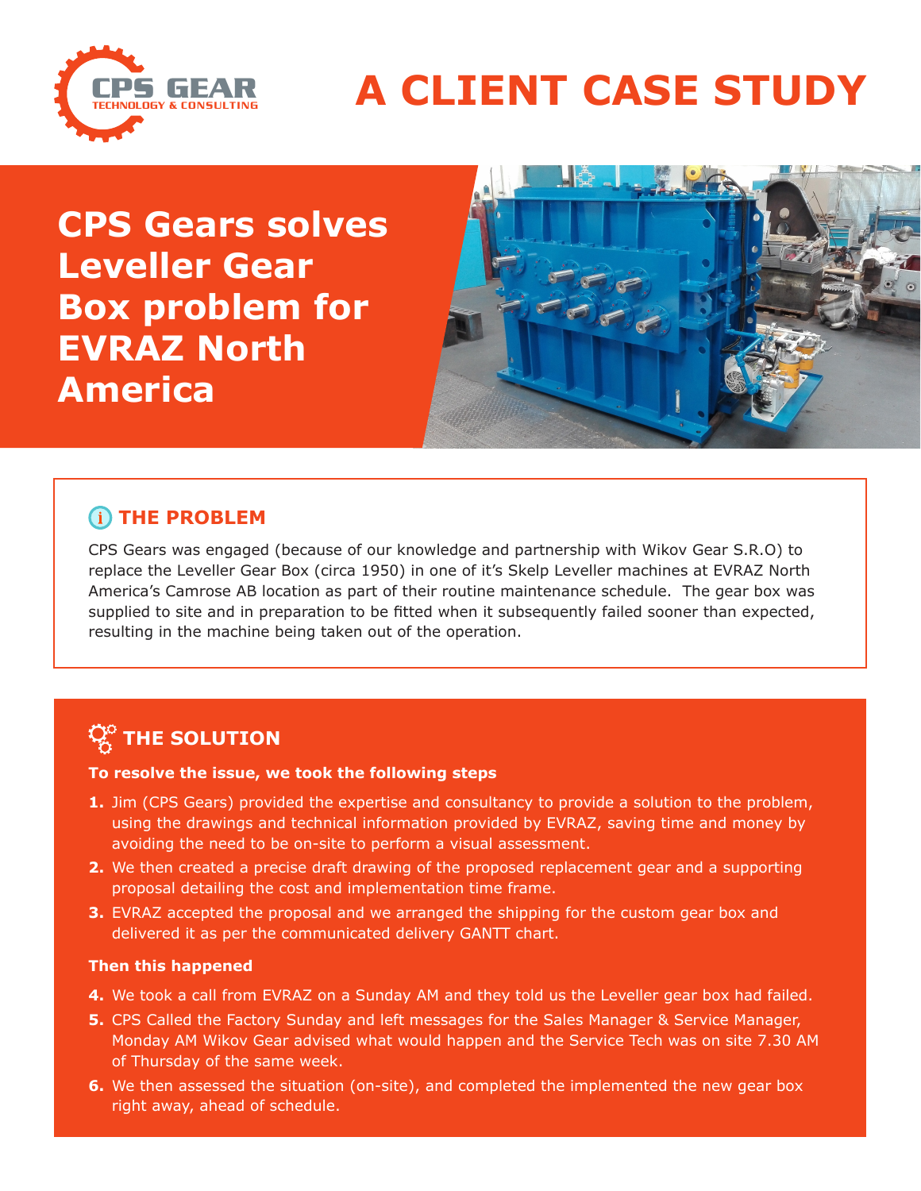CPS GEAR
TECHNOLOGY & CONSULTING

# A CLIENT CASE STUDY

## CPS Gears solves Leveller Gear Box problem for EVRAZ North America

### THE PROBLEM

CPS Gears was engaged (because of our knowledge and partnership with Wikov Gear S.R.O) to replace the Leveller Gear Box (circa 1950) in one of it's Skelp Leveller machines at EVRAZ North America's Camrose AB location as part of their routine maintenance schedule. The gear box was supplied to site and in preparation to be fitted when it subsequently failed sooner than expected, resulting in the machine being taken out of the operation.

### THE SOLUTION

**To resolve the issue, we took the following steps**

1. Jim (CPS Gears) provided the expertise and consultancy to provide a solution to the problem, using the drawings and technical information provided by EVRAZ, saving time and money by avoiding the need to be on-site to perform a visual assessment.
2. We then created a precise draft drawing of the proposed replacement gear and a supporting proposal detailing the cost and implementation time frame.
3. EVRAZ accepted the proposal and we arranged the shipping for the custom gear box and delivered it as per the communicated delivery GANTT chart.

**Then this happened**

4. We took a call from EVRAZ on a Sunday AM and they told us the Leveller gear box had failed.
5. CPS Called the Factory Sunday and left messages for the Sales Manager & Service Manager, Monday AM Wikov Gear advised what would happen and the Service Tech was on site 7.30 AM of Thursday of the same week.
6. We then assessed the situation (on-site), and completed the implemented the new gear box right away, ahead of schedule.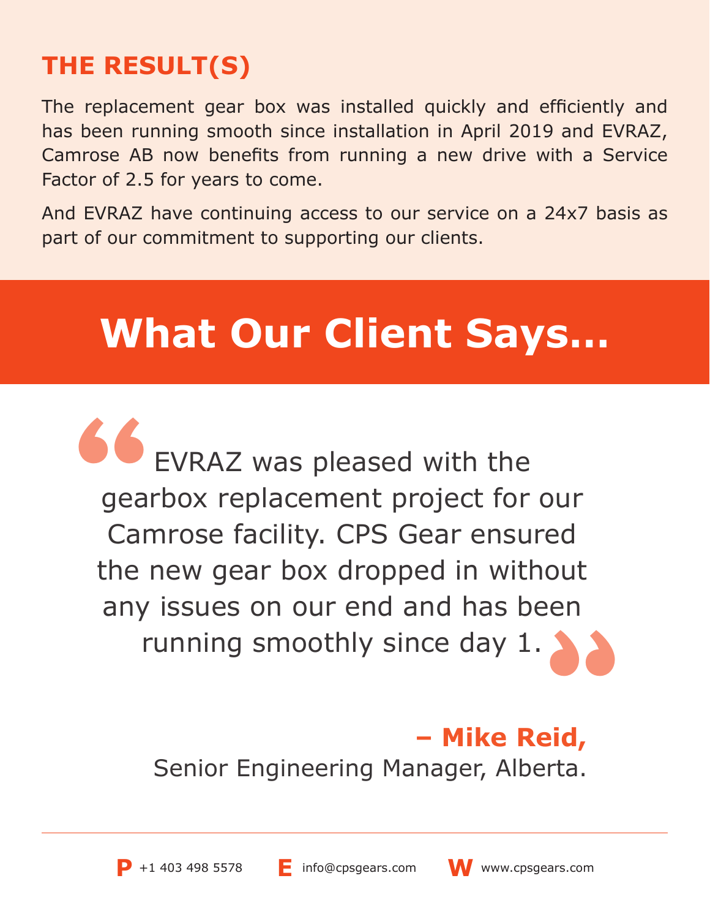## THE RESULT(S)

The replacement gear box was installed quickly and efficiently and has been running smooth since installation in April 2019 and EVRAZ, Camrose AB now benefits from running a new drive with a Service Factor of 2.5 for years to come.

And EVRAZ have continuing access to our service on a 24x7 basis as part of our commitment to supporting our clients.

# What Our Client Says...

> "EVRAZ was pleased with the gearbox replacement project for our Camrose facility. CPS Gear ensured the new gear box dropped in without any issues on our end and has been running smoothly since day 1."

**– Mike Reid,**
Senior Engineering Manager, Alberta.

---

**P** +1 403 498 5578 **E** info@cpsgears.com **W** www.cpsgears.com